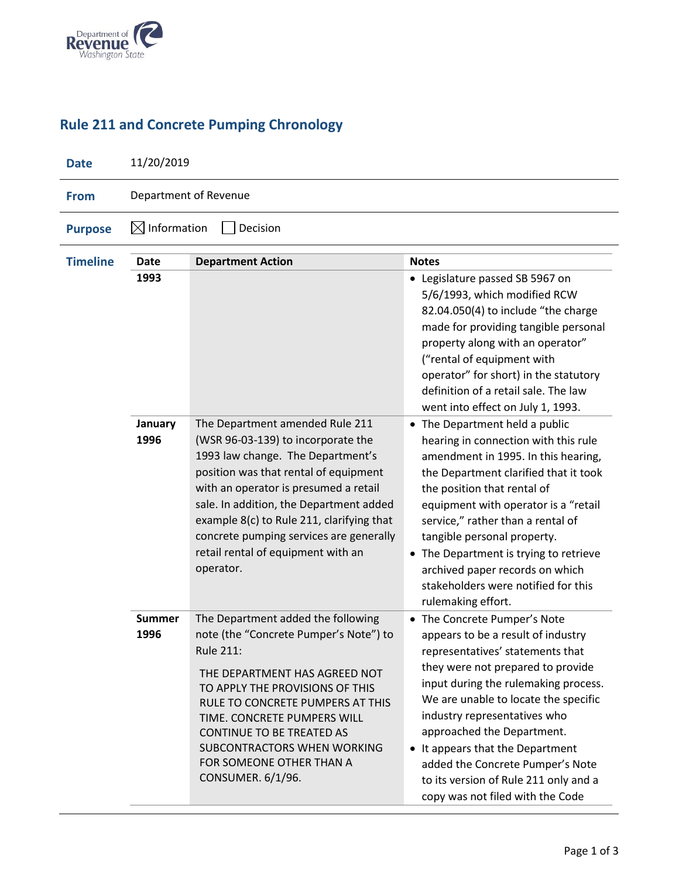Department of Revenue
Washington State

# Rule 211 and Concrete Pumping Chronology

| | |
|---|---|
| **Date** | 11/20/2019 |
| **From** | Department of Revenue |
| **Purpose** | ☒ Information ☐ Decision |

**Timeline**

| Date | Department Action | Notes |
|---|---|---|
| **1993** | | • Legislature passed SB 5967 on 5/6/1993, which modified RCW 82.04.050(4) to include "the charge made for providing tangible personal property along with an operator" ("rental of equipment with operator" for short) in the statutory definition of a retail sale. The law went into effect on July 1, 1993. |
| **January 1996** | The Department amended Rule 211 (WSR 96-03-139) to incorporate the 1993 law change. The Department's position was that rental of equipment with an operator is presumed a retail sale. In addition, the Department added example 8(c) to Rule 211, clarifying that concrete pumping services are generally retail rental of equipment with an operator. | • The Department held a public hearing in connection with this rule amendment in 1995. In this hearing, the Department clarified that it took the position that rental of equipment with operator is a "retail service," rather than a rental of tangible personal property.<br>• The Department is trying to retrieve archived paper records on which stakeholders were notified for this rulemaking effort. |
| **Summer 1996** | The Department added the following note (the "Concrete Pumper's Note") to Rule 211:<br><br>THE DEPARTMENT HAS AGREED NOT TO APPLY THE PROVISIONS OF THIS RULE TO CONCRETE PUMPERS AT THIS TIME. CONCRETE PUMPERS WILL CONTINUE TO BE TREATED AS SUBCONTRACTORS WHEN WORKING FOR SOMEONE OTHER THAN A CONSUMER. 6/1/96. | • The Concrete Pumper's Note appears to be a result of industry representatives' statements that they were not prepared to provide input during the rulemaking process. We are unable to locate the specific industry representatives who approached the Department.<br>• It appears that the Department added the Concrete Pumper's Note to its version of Rule 211 only and a copy was not filed with the Code |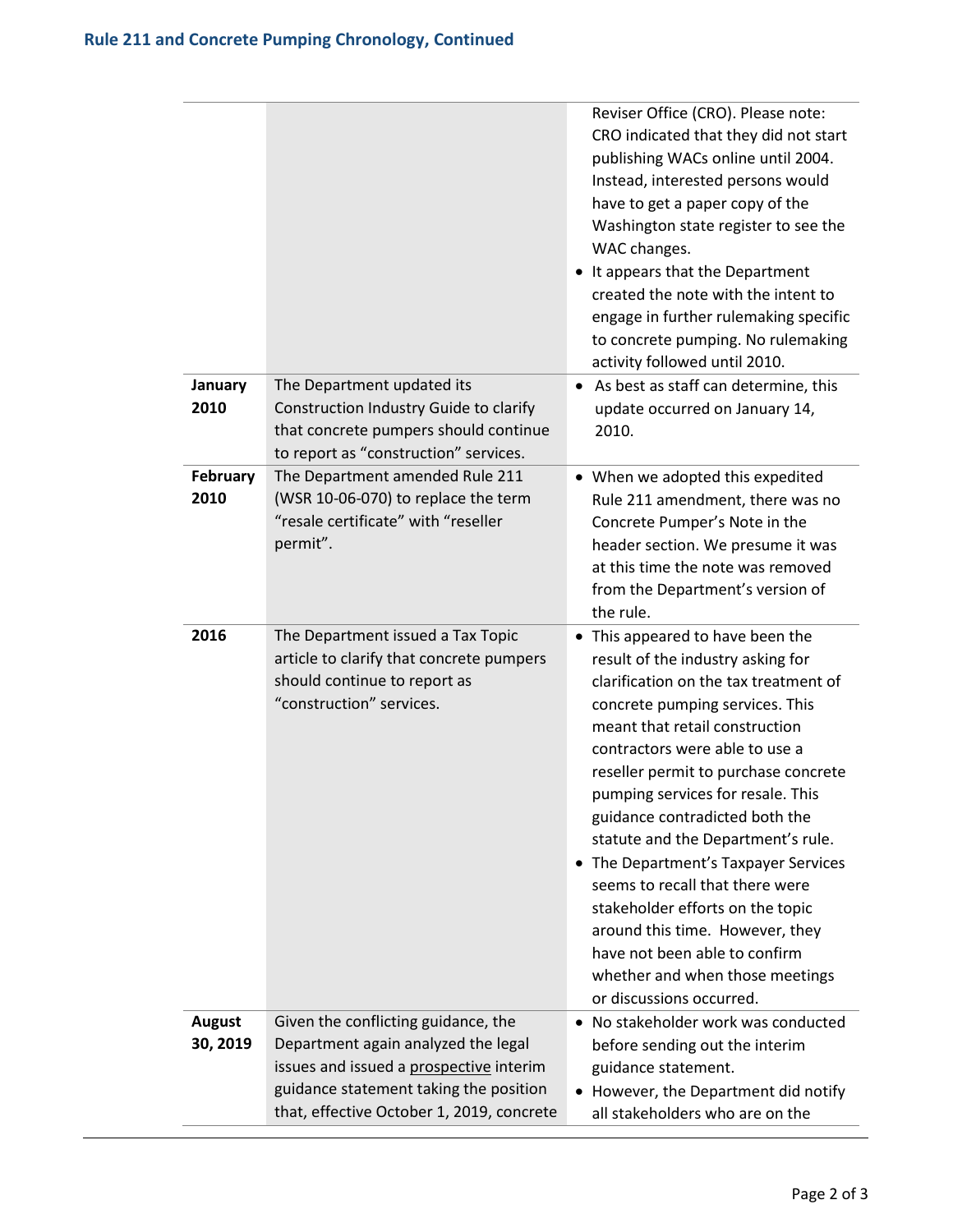## Rule 211 and Concrete Pumping Chronology, Continued

| | | |
|---|---|---|
| | | Reviser Office (CRO). Please note: CRO indicated that they did not start publishing WACs online until 2004. Instead, interested persons would have to get a paper copy of the Washington state register to see the WAC changes. <br>• It appears that the Department created the note with the intent to engage in further rulemaking specific to concrete pumping. No rulemaking activity followed until 2010. |
| **January 2010** | The Department updated its Construction Industry Guide to clarify that concrete pumpers should continue to report as "construction" services. | • As best as staff can determine, this update occurred on January 14, 2010. |
| **February 2010** | The Department amended Rule 211 (WSR 10-06-070) to replace the term "resale certificate" with "reseller permit". | • When we adopted this expedited Rule 211 amendment, there was no Concrete Pumper's Note in the header section. We presume it was at this time the note was removed from the Department's version of the rule. |
| **2016** | The Department issued a Tax Topic article to clarify that concrete pumpers should continue to report as "construction" services. | • This appeared to have been the result of the industry asking for clarification on the tax treatment of concrete pumping services. This meant that retail construction contractors were able to use a reseller permit to purchase concrete pumping services for resale. This guidance contradicted both the statute and the Department's rule. <br>• The Department's Taxpayer Services seems to recall that there were stakeholder efforts on the topic around this time. However, they have not been able to confirm whether and when those meetings or discussions occurred. |
| **August 30, 2019** | Given the conflicting guidance, the Department again analyzed the legal issues and issued a <u>prospective</u> interim guidance statement taking the position that, effective October 1, 2019, concrete | • No stakeholder work was conducted before sending out the interim guidance statement. <br>• However, the Department did notify all stakeholders who are on the |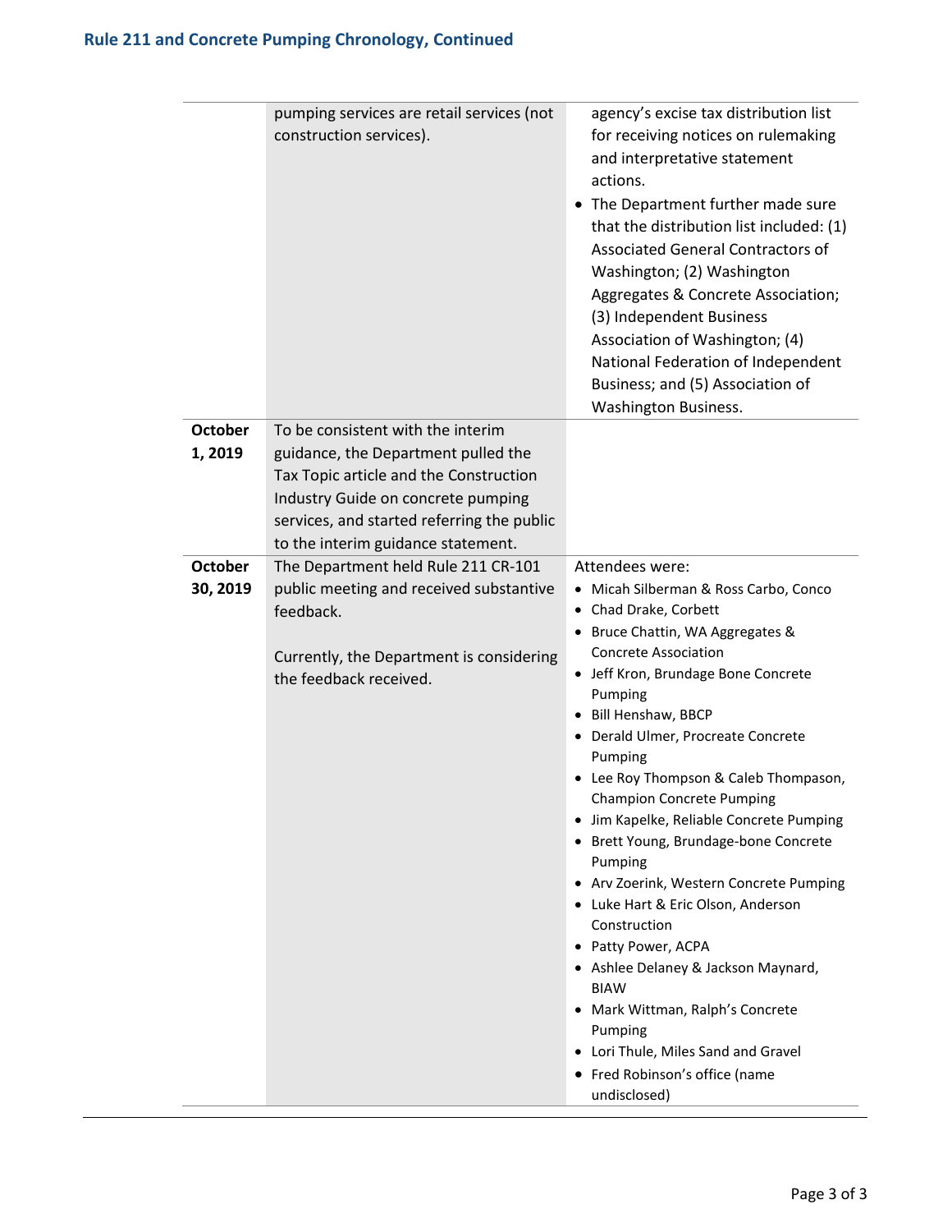## Rule 211 and Concrete Pumping Chronology, Continued

| | | |
|---|---|---|
| | pumping services are retail services (not construction services). | agency's excise tax distribution list for receiving notices on rulemaking and interpretative statement actions.<br>• The Department further made sure that the distribution list included: (1) Associated General Contractors of Washington; (2) Washington Aggregates & Concrete Association; (3) Independent Business Association of Washington; (4) National Federation of Independent Business; and (5) Association of Washington Business. |
| **October 1, 2019** | To be consistent with the interim guidance, the Department pulled the Tax Topic article and the Construction Industry Guide on concrete pumping services, and started referring the public to the interim guidance statement. | |
| **October 30, 2019** | The Department held Rule 211 CR-101 public meeting and received substantive feedback.<br><br>Currently, the Department is considering the feedback received. | Attendees were:<br>• Micah Silberman & Ross Carbo, Conco<br>• Chad Drake, Corbett<br>• Bruce Chattin, WA Aggregates & Concrete Association<br>• Jeff Kron, Brundage Bone Concrete Pumping<br>• Bill Henshaw, BBCP<br>• Derald Ulmer, Procreate Concrete Pumping<br>• Lee Roy Thompson & Caleb Thompason, Champion Concrete Pumping<br>• Jim Kapelke, Reliable Concrete Pumping<br>• Brett Young, Brundage-bone Concrete Pumping<br>• Arv Zoerink, Western Concrete Pumping<br>• Luke Hart & Eric Olson, Anderson Construction<br>• Patty Power, ACPA<br>• Ashlee Delaney & Jackson Maynard, BIAW<br>• Mark Wittman, Ralph's Concrete Pumping<br>• Lori Thule, Miles Sand and Gravel<br>• Fred Robinson's office (name undisclosed) |